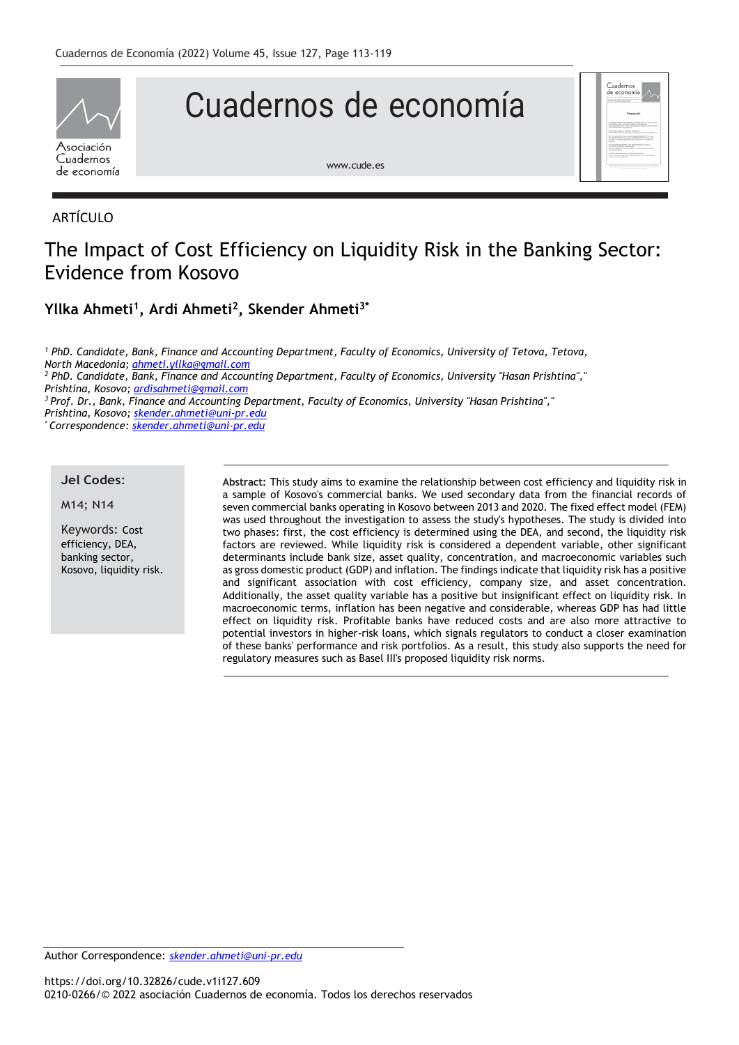ARTÍCULO

# The Impact of Cost Efficiency on Liquidity Risk in the Banking Sector: Evidence from Kosovo

**Yllka Ahmeti[1], Ardi Ahmeti[2], Skender Ahmeti[3*]**

[1] *PhD. Candidate, Bank, Finance and Accounting Department, Faculty of Economics, University of Tetova, Tetova, North Macedonia; ahmeti.yllka@gmail.com*

[2] *PhD. Candidate, Bank, Finance and Accounting Department, Faculty of Economics, University "Hasan Prishtina"," Prishtina, Kosovo; ardisahmeti@gmail.com*

[3] *Prof. Dr., Bank, Finance and Accounting Department, Faculty of Economics, University "Hasan Prishtina"," Prishtina, Kosovo; skender.ahmeti@uni-pr.edu*

[*] *Correspondence: skender.ahmeti@uni-pr.edu*

**Jel Codes:**

M14; N14

**Keywords:** Cost efficiency, DEA, banking sector, Kosovo, liquidity risk.

**Abstract:** This study aims to examine the relationship between cost efficiency and liquidity risk in a sample of Kosovo's commercial banks. We used secondary data from the financial records of seven commercial banks operating in Kosovo between 2013 and 2020. The fixed effect model (FEM) was used throughout the investigation to assess the study's hypotheses. The study is divided into two phases: first, the cost efficiency is determined using the DEA, and second, the liquidity risk factors are reviewed. While liquidity risk is considered a dependent variable, other significant determinants include bank size, asset quality, concentration, and macroeconomic variables such as gross domestic product (GDP) and inflation. The findings indicate that liquidity risk has a positive and significant association with cost efficiency, company size, and asset concentration. Additionally, the asset quality variable has a positive but insignificant effect on liquidity risk. In macroeconomic terms, inflation has been negative and considerable, whereas GDP has had little effect on liquidity risk. Profitable banks have reduced costs and are also more attractive to potential investors in higher-risk loans, which signals regulators to conduct a closer examination of these banks' performance and risk portfolios. As a result, this study also supports the need for regulatory measures such as Basel III's proposed liquidity risk norms.

Author Correspondence: skender.ahmeti@uni-pr.edu

https://doi.org/10.32826/cude.v1i127.609

0210-0266/© 2022 asociación Cuadernos de economía. Todos los derechos reservados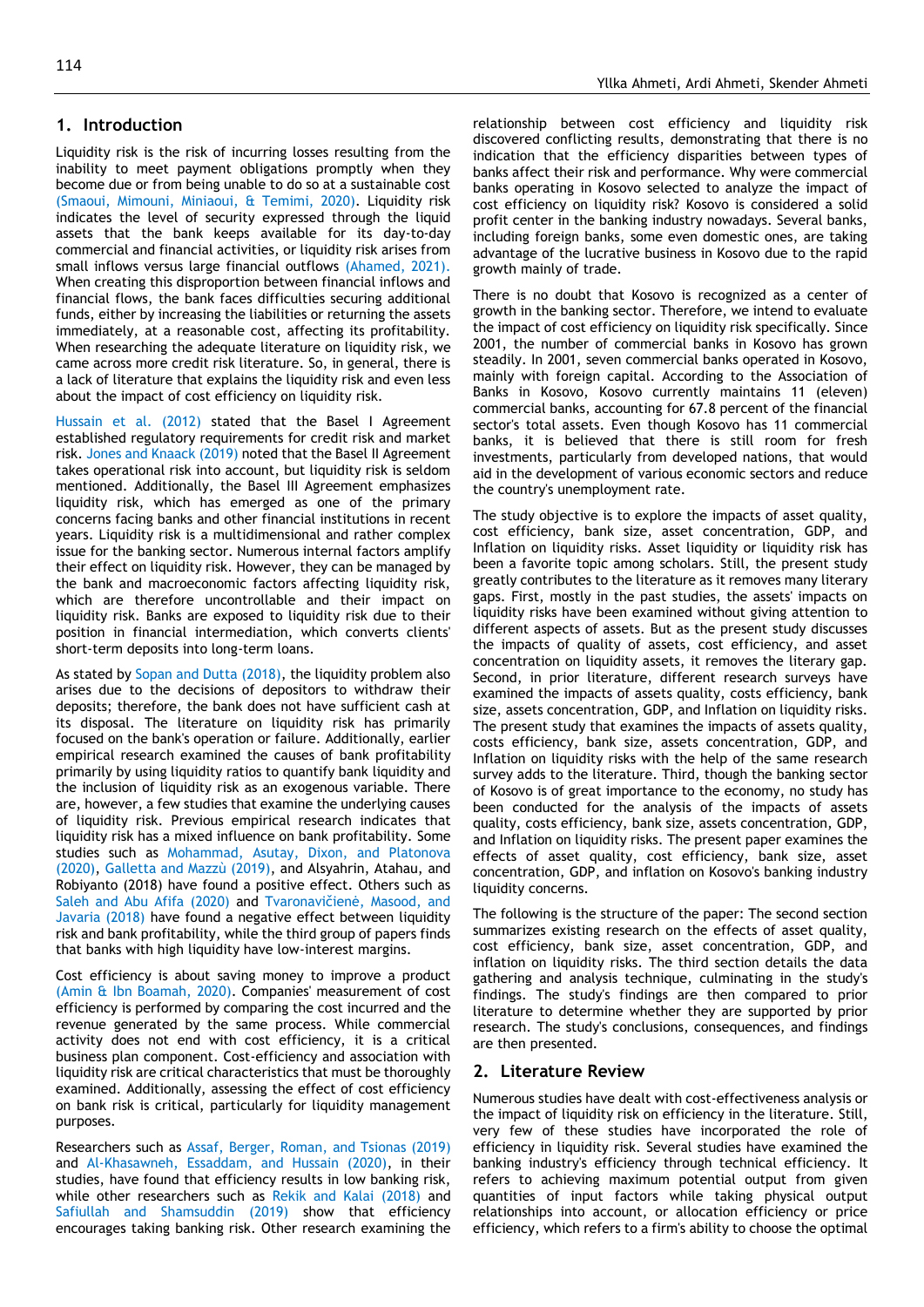## 1. Introduction

Liquidity risk is the risk of incurring losses resulting from the inability to meet payment obligations promptly when they become due or from being unable to do so at a sustainable cost (Smaoui, Mimouni, Miniaoui, & Temimi, 2020). Liquidity risk indicates the level of security expressed through the liquid assets that the bank keeps available for its day-to-day commercial and financial activities, or liquidity risk arises from small inflows versus large financial outflows (Ahamed, 2021). When creating this disproportion between financial inflows and financial flows, the bank faces difficulties securing additional funds, either by increasing the liabilities or returning the assets immediately, at a reasonable cost, affecting its profitability. When researching the adequate literature on liquidity risk, we came across more credit risk literature. So, in general, there is a lack of literature that explains the liquidity risk and even less about the impact of cost efficiency on liquidity risk.

Hussain et al. (2012) stated that the Basel I Agreement established regulatory requirements for credit risk and market risk. Jones and Knaack (2019) noted that the Basel II Agreement takes operational risk into account, but liquidity risk is seldom mentioned. Additionally, the Basel III Agreement emphasizes liquidity risk, which has emerged as one of the primary concerns facing banks and other financial institutions in recent years. Liquidity risk is a multidimensional and rather complex issue for the banking sector. Numerous internal factors amplify their effect on liquidity risk. However, they can be managed by the bank and macroeconomic factors affecting liquidity risk, which are therefore uncontrollable and their impact on liquidity risk. Banks are exposed to liquidity risk due to their position in financial intermediation, which converts clients' short-term deposits into long-term loans.

As stated by Sopan and Dutta (2018), the liquidity problem also arises due to the decisions of depositors to withdraw their deposits; therefore, the bank does not have sufficient cash at its disposal. The literature on liquidity risk has primarily focused on the bank's operation or failure. Additionally, earlier empirical research examined the causes of bank profitability primarily by using liquidity ratios to quantify bank liquidity and the inclusion of liquidity risk as an exogenous variable. There are, however, a few studies that examine the underlying causes of liquidity risk. Previous empirical research indicates that liquidity risk has a mixed influence on bank profitability. Some studies such as Mohammad, Asutay, Dixon, and Platonova (2020), Galletta and Mazzù (2019), and Alsyahrin, Atahau, and Robiyanto (2018) have found a positive effect. Others such as Saleh and Abu Afifa (2020) and Tvaronavičienė, Masood, and Javaria (2018) have found a negative effect between liquidity risk and bank profitability, while the third group of papers finds that banks with high liquidity have low-interest margins.

Cost efficiency is about saving money to improve a product (Amin & Ibn Boamah, 2020). Companies' measurement of cost efficiency is performed by comparing the cost incurred and the revenue generated by the same process. While commercial activity does not end with cost efficiency, it is a critical business plan component. Cost-efficiency and association with liquidity risk are critical characteristics that must be thoroughly examined. Additionally, assessing the effect of cost efficiency on bank risk is critical, particularly for liquidity management purposes.

Researchers such as Assaf, Berger, Roman, and Tsionas (2019) and Al-Khasawneh, Essaddam, and Hussain (2020), in their studies, have found that efficiency results in low banking risk, while other researchers such as Rekik and Kalai (2018) and Safiullah and Shamsuddin (2019) show that efficiency encourages taking banking risk. Other research examining the relationship between cost efficiency and liquidity risk discovered conflicting results, demonstrating that there is no indication that the efficiency disparities between types of banks affect their risk and performance. Why were commercial banks operating in Kosovo selected to analyze the impact of cost efficiency on liquidity risk? Kosovo is considered a solid profit center in the banking industry nowadays. Several banks, including foreign banks, some even domestic ones, are taking advantage of the lucrative business in Kosovo due to the rapid growth mainly of trade.

There is no doubt that Kosovo is recognized as a center of growth in the banking sector. Therefore, we intend to evaluate the impact of cost efficiency on liquidity risk specifically. Since 2001, the number of commercial banks in Kosovo has grown steadily. In 2001, seven commercial banks operated in Kosovo, mainly with foreign capital. According to the Association of Banks in Kosovo, Kosovo currently maintains 11 (eleven) commercial banks, accounting for 67.8 percent of the financial sector's total assets. Even though Kosovo has 11 commercial banks, it is believed that there is still room for fresh investments, particularly from developed nations, that would aid in the development of various economic sectors and reduce the country's unemployment rate.

The study objective is to explore the impacts of asset quality, cost efficiency, bank size, asset concentration, GDP, and Inflation on liquidity risks. Asset liquidity or liquidity risk has been a favorite topic among scholars. Still, the present study greatly contributes to the literature as it removes many literary gaps. First, mostly in the past studies, the assets' impacts on liquidity risks have been examined without giving attention to different aspects of assets. But as the present study discusses the impacts of quality of assets, cost efficiency, and asset concentration on liquidity assets, it removes the literary gap. Second, in prior literature, different research surveys have examined the impacts of assets quality, costs efficiency, bank size, assets concentration, GDP, and Inflation on liquidity risks. The present study that examines the impacts of assets quality, costs efficiency, bank size, assets concentration, GDP, and Inflation on liquidity risks with the help of the same research survey adds to the literature. Third, though the banking sector of Kosovo is of great importance to the economy, no study has been conducted for the analysis of the impacts of assets quality, costs efficiency, bank size, assets concentration, GDP, and Inflation on liquidity risks. The present paper examines the effects of asset quality, cost efficiency, bank size, asset concentration, GDP, and inflation on Kosovo's banking industry liquidity concerns.

The following is the structure of the paper: The second section summarizes existing research on the effects of asset quality, cost efficiency, bank size, asset concentration, GDP, and inflation on liquidity risks. The third section details the data gathering and analysis technique, culminating in the study's findings. The study's findings are then compared to prior literature to determine whether they are supported by prior research. The study's conclusions, consequences, and findings are then presented.

## 2. Literature Review

Numerous studies have dealt with cost-effectiveness analysis or the impact of liquidity risk on efficiency in the literature. Still, very few of these studies have incorporated the role of efficiency in liquidity risk. Several studies have examined the banking industry's efficiency through technical efficiency. It refers to achieving maximum potential output from given quantities of input factors while taking physical output relationships into account, or allocation efficiency or price efficiency, which refers to a firm's ability to choose the optimal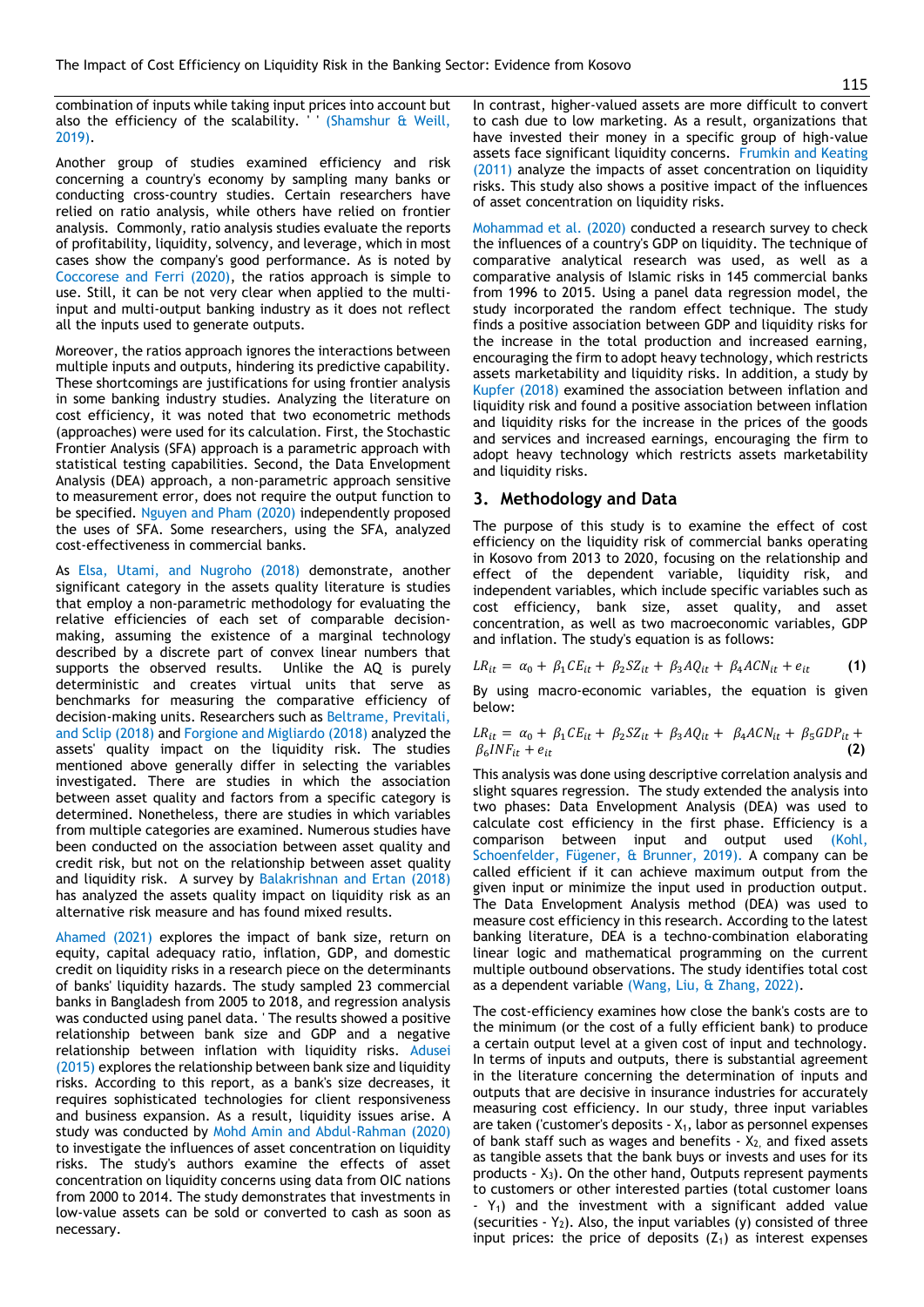combination of inputs while taking input prices into account but also the efficiency of the scalability. ' ' (Shamshur & Weill, 2019).

Another group of studies examined efficiency and risk concerning a country's economy by sampling many banks or conducting cross-country studies. Certain researchers have relied on ratio analysis, while others have relied on frontier analysis. Commonly, ratio analysis studies evaluate the reports of profitability, liquidity, solvency, and leverage, which in most cases show the company's good performance. As is noted by Coccorese and Ferri (2020), the ratios approach is simple to use. Still, it can be not very clear when applied to the multi-input and multi-output banking industry as it does not reflect all the inputs used to generate outputs.

Moreover, the ratios approach ignores the interactions between multiple inputs and outputs, hindering its predictive capability. These shortcomings are justifications for using frontier analysis in some banking industry studies. Analyzing the literature on cost efficiency, it was noted that two econometric methods (approaches) were used for its calculation. First, the Stochastic Frontier Analysis (SFA) approach is a parametric approach with statistical testing capabilities. Second, the Data Envelopment Analysis (DEA) approach, a non-parametric approach sensitive to measurement error, does not require the output function to be specified. Nguyen and Pham (2020) independently proposed the uses of SFA. Some researchers, using the SFA, analyzed cost-effectiveness in commercial banks.

As Elsa, Utami, and Nugroho (2018) demonstrate, another significant category in the assets quality literature is studies that employ a non-parametric methodology for evaluating the relative efficiencies of each set of comparable decision-making, assuming the existence of a marginal technology described by a discrete part of convex linear numbers that supports the observed results. Unlike the AQ is purely deterministic and creates virtual units that serve as benchmarks for measuring the comparative efficiency of decision-making units. Researchers such as Beltrame, Previtali, and Sclip (2018) and Forgione and Migliardo (2018) analyzed the assets' quality impact on the liquidity risk. The studies mentioned above generally differ in selecting the variables investigated. There are studies in which the association between asset quality and factors from a specific category is determined. Nonetheless, there are studies in which variables from multiple categories are examined. Numerous studies have been conducted on the association between asset quality and credit risk, but not on the relationship between asset quality and liquidity risk. A survey by Balakrishnan and Ertan (2018) has analyzed the assets quality impact on liquidity risk as an alternative risk measure and has found mixed results.

Ahamed (2021) explores the impact of bank size, return on equity, capital adequacy ratio, inflation, GDP, and domestic credit on liquidity risks in a research piece on the determinants of banks' liquidity hazards. The study sampled 23 commercial banks in Bangladesh from 2005 to 2018, and regression analysis was conducted using panel data. ' The results showed a positive relationship between bank size and GDP and a negative relationship between inflation with liquidity risks. Adusei (2015) explores the relationship between bank size and liquidity risks. According to this report, as a bank's size decreases, it requires sophisticated technologies for client responsiveness and business expansion. As a result, liquidity issues arise. A study was conducted by Mohd Amin and Abdul-Rahman (2020) to investigate the influences of asset concentration on liquidity risks. The study's authors examine the effects of asset concentration on liquidity concerns using data from OIC nations from 2000 to 2014. The study demonstrates that investments in low-value assets can be sold or converted to cash as soon as necessary.

In contrast, higher-valued assets are more difficult to convert to cash due to low marketing. As a result, organizations that have invested their money in a specific group of high-value assets face significant liquidity concerns. Frumkin and Keating (2011) analyze the impacts of asset concentration on liquidity risks. This study also shows a positive impact of the influences of asset concentration on liquidity risks.

Mohammad et al. (2020) conducted a research survey to check the influences of a country's GDP on liquidity. The technique of comparative analytical research was used, as well as a comparative analysis of Islamic risks in 145 commercial banks from 1996 to 2015. Using a panel data regression model, the study incorporated the random effect technique. The study finds a positive association between GDP and liquidity risks for the increase in the total production and increased earning, encouraging the firm to adopt heavy technology, which restricts assets marketability and liquidity risks. In addition, a study by Kupfer (2018) examined the association between inflation and liquidity risk and found a positive association between inflation and liquidity risks for the increase in the prices of the goods and services and increased earnings, encouraging the firm to adopt heavy technology which restricts assets marketability and liquidity risks.

## 3. Methodology and Data

The purpose of this study is to examine the effect of cost efficiency on the liquidity risk of commercial banks operating in Kosovo from 2013 to 2020, focusing on the relationship and effect of the dependent variable, liquidity risk, and independent variables, which include specific variables such as cost efficiency, bank size, asset quality, and asset concentration, as well as two macroeconomic variables, GDP and inflation. The study's equation is as follows:

$$LR_{it} = \alpha_0 + \beta_1 CE_{it} + \beta_2 SZ_{it} + \beta_3 AQ_{it} + \beta_4 ACN_{it} + e_{it} \qquad \textbf{(1)}$$

By using macro-economic variables, the equation is given below:

$$LR_{it} = \alpha_0 + \beta_1 CE_{it} + \beta_2 SZ_{it} + \beta_3 AQ_{it} + \beta_4 ACN_{it} + \beta_5 GDP_{it} + \beta_6 INF_{it} + e_{it} \qquad \textbf{(2)}$$

This analysis was done using descriptive correlation analysis and slight squares regression. The study extended the analysis into two phases: Data Envelopment Analysis (DEA) was used to calculate cost efficiency in the first phase. Efficiency is a comparison between input and output used (Kohl, Schoenfelder, Fügener, & Brunner, 2019). A company can be called efficient if it can achieve maximum output from the given input or minimize the input used in production output. The Data Envelopment Analysis method (DEA) was used to measure cost efficiency in this research. According to the latest banking literature, DEA is a techno-combination elaborating linear logic and mathematical programming on the current multiple outbound observations. The study identifies total cost as a dependent variable (Wang, Liu, & Zhang, 2022).

The cost-efficiency examines how close the bank's costs are to the minimum (or the cost of a fully efficient bank) to produce a certain output level at a given cost of input and technology. In terms of inputs and outputs, there is substantial agreement in the literature concerning the determination of inputs and outputs that are decisive in insurance industries for accurately measuring cost efficiency. In our study, three input variables are taken ('customer's deposits - $X_1$, labor as personnel expenses of bank staff such as wages and benefits - $X_2$, and fixed assets as tangible assets that the bank buys or invests and uses for its products - $X_3$). On the other hand, Outputs represent payments to customers or other interested parties (total customer loans - $Y_1$) and the investment with a significant added value (securities - $Y_2$). Also, the input variables (y) consisted of three input prices: the price of deposits ($Z_1$) as interest expenses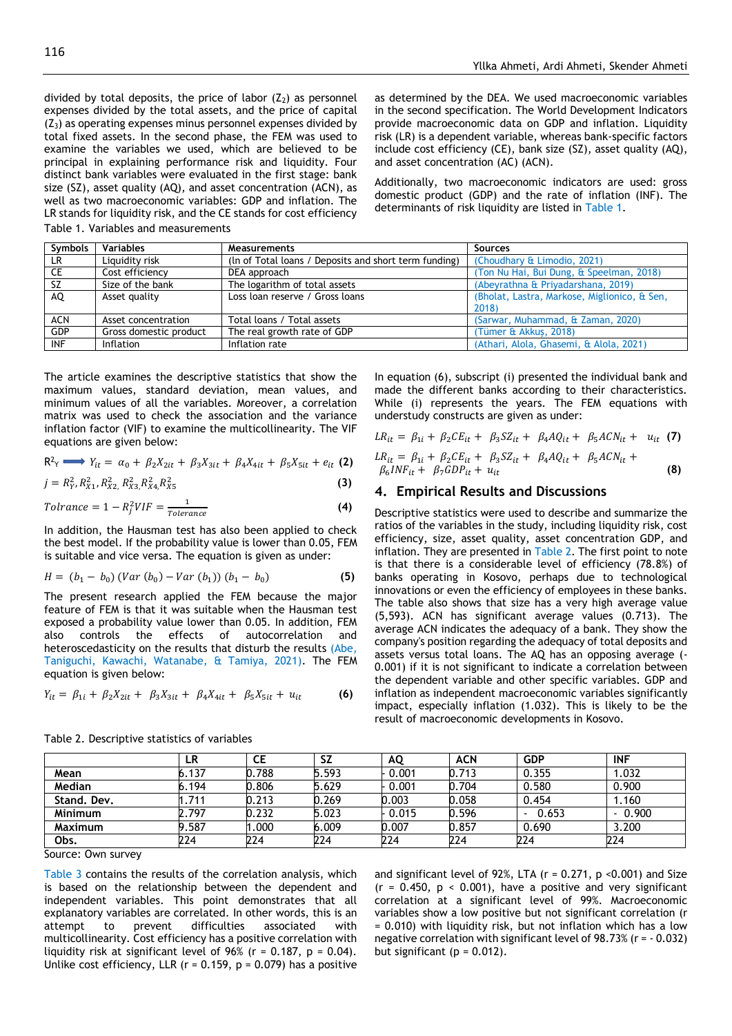divided by total deposits, the price of labor ($Z_2$) as personnel expenses divided by the total assets, and the price of capital ($Z_3$) as operating expenses minus personnel expenses divided by total fixed assets. In the second phase, the FEM was used to examine the variables we used, which are believed to be principal in explaining performance risk and liquidity. Four distinct bank variables were evaluated in the first stage: bank size (SZ), asset quality (AQ), and asset concentration (ACN), as well as two macroeconomic variables: GDP and inflation. The LR stands for liquidity risk, and the CE stands for cost efficiency as determined by the DEA. We used macroeconomic variables in the second specification. The World Development Indicators provide macroeconomic data on GDP and inflation. Liquidity risk (LR) is a dependent variable, whereas bank-specific factors include cost efficiency (CE), bank size (SZ), asset quality (AQ), and asset concentration (AC) (ACN).

Additionally, two macroeconomic indicators are used: gross domestic product (GDP) and the rate of inflation (INF). The determinants of risk liquidity are listed in Table 1.

Table 1. Variables and measurements

| Symbols | Variables | Measurements | Sources |
|---|---|---|---|
| LR | Liquidity risk | (ln of Total loans / Deposits and short term funding) | (Choudhary & Limodio, 2021) |
| CE | Cost efficiency | DEA approach | (Ton Nu Hai, Bui Dung, & Speelman, 2018) |
| SZ | Size of the bank | The logarithm of total assets | (Abeyrathna & Priyadarshana, 2019) |
| AQ | Asset quality | Loss loan reserve / Gross loans | (Bholat, Lastra, Markose, Miglionico, & Sen, 2018) |
| ACN | Asset concentration | Total loans / Total assets | (Sarwar, Muhammad, & Zaman, 2020) |
| GDP | Gross domestic product | The real growth rate of GDP | (Tümer & Akkuş, 2018) |
| INF | Inflation | Inflation rate | (Athari, Alola, Ghasemi, & Alola, 2021) |

The article examines the descriptive statistics that show the maximum values, standard deviation, mean values, and minimum values of all the variables. Moreover, a correlation matrix was used to check the association and the variance inflation factor (VIF) to examine the multicollinearity. The VIF equations are given below:

$$R^2_Y \Longrightarrow Y_{it} = \alpha_0 + \beta_2 X_{2it} + \beta_3 X_{3it} + \beta_4 X_{4it} + \beta_5 X_{5it} + e_{it} \quad (2)$$

$$j = R^2_Y, R^2_{X1}, R^2_{X2}, R^2_{X3}, R^2_{X4}, R^2_{X5} \quad (3)$$

$$Tolrance = 1 - R^2_j VIF = \frac{1}{Tolerance} \quad (4)$$

In addition, the Hausman test has also been applied to check the best model. If the probability value is lower than 0.05, FEM is suitable and vice versa. The equation is given as under:

$$H = (b_1 - b_0)\,(Var\,(b_0) - Var\,(b_1))\,(b_1 - b_0) \quad (5)$$

The present research applied the FEM because the major feature of FEM is that it was suitable when the Hausman test exposed a probability value lower than 0.05. In addition, FEM also controls the effects of autocorrelation and heteroscedasticity on the results that disturb the results (Abe, Taniguchi, Kawachi, Watanabe, & Tamiya, 2021). The FEM equation is given below:

$$Y_{it} = \beta_{1i} + \beta_2 X_{2it} + \beta_3 X_{3it} + \beta_4 X_{4it} + \beta_5 X_{5it} + u_{it} \quad (6)$$

In equation (6), subscript (i) presented the individual bank and made the different banks according to their characteristics. While (i) represents the years. The FEM equations with understudy constructs are given as under:

$$LR_{it} = \beta_{1i} + \beta_2 CE_{it} + \beta_3 SZ_{it} + \beta_4 AQ_{it} + \beta_5 ACN_{it} + u_{it} \quad (7)$$

$$LR_{it} = \beta_{1i} + \beta_2 CE_{it} + \beta_3 SZ_{it} + \beta_4 AQ_{it} + \beta_5 ACN_{it} + \beta_6 INF_{it} + \beta_7 GDP_{it} + u_{it} \quad (8)$$

## 4. Empirical Results and Discussions

Descriptive statistics were used to describe and summarize the ratios of the variables in the study, including liquidity risk, cost efficiency, size, asset quality, asset concentration GDP, and inflation. They are presented in Table 2. The first point to note is that there is a considerable level of efficiency (78.8%) of banks operating in Kosovo, perhaps due to technological innovations or even the efficiency of employees in these banks. The table also shows that size has a very high average value (5,593). ACN has significant average values (0.713). The average ACN indicates the adequacy of a bank. They show the company's position regarding the adequacy of total deposits and assets versus total loans. The AQ has an opposing average (-0.001) if it is not significant to indicate a correlation between the dependent variable and other specific variables. GDP and inflation as independent macroeconomic variables significantly impact, especially inflation (1.032). This is likely to be the result of macroeconomic developments in Kosovo.

Table 2. Descriptive statistics of variables

| | LR | CE | SZ | AQ | ACN | GDP | INF |
|---|---|---|---|---|---|---|---|
| **Mean** | 6.137 | 0.788 | 5.593 | - 0.001 | 0.713 | 0.355 | 1.032 |
| **Median** | 6.194 | 0.806 | 5.629 | - 0.001 | 0.704 | 0.580 | 0.900 |
| **Stand. Dev.** | 1.711 | 0.213 | 0.269 | 0.003 | 0.058 | 0.454 | 1.160 |
| **Minimum** | 2.797 | 0.232 | 5.023 | - 0.015 | 0.596 | - 0.653 | - 0.900 |
| **Maximum** | 9.587 | 1.000 | 6.009 | 0.007 | 0.857 | 0.690 | 3.200 |
| **Obs.** | 224 | 224 | 224 | 224 | 224 | 224 | 224 |

Source: Own survey

Table 3 contains the results of the correlation analysis, which is based on the relationship between the dependent and independent variables. This point demonstrates that all explanatory variables are correlated. In other words, this is an attempt to prevent difficulties associated with multicollinearity. Cost efficiency has a positive correlation with liquidity risk at significant level of 96% ($r = 0.187$, $p = 0.04$). Unlike cost efficiency, LLR ($r = 0.159$, $p = 0.079$) has a positive and significant level of 92%, LTA ($r = 0.271$, $p < 0.001$) and Size ($r = 0.450$, $p < 0.001$), have a positive and very significant correlation at a significant level of 99%. Macroeconomic variables show a low positive but not significant correlation ($r = 0.010$) with liquidity risk, but not inflation which has a low negative correlation with significant level of 98.73% ($r = -0.032$) but significant ($p = 0.012$).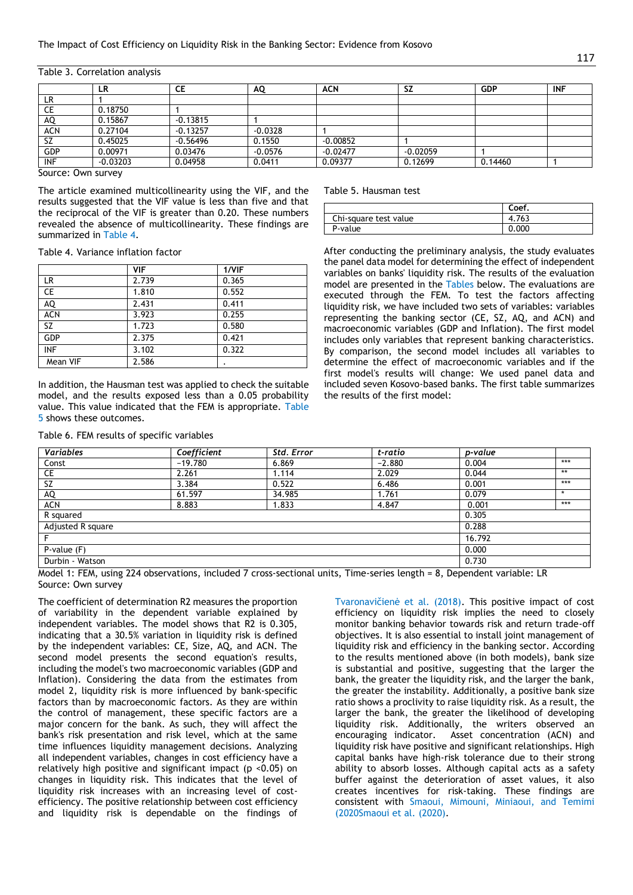Table 3. Correlation analysis

| | LR | CE | AQ | ACN | SZ | GDP | INF |
|---|---|---|---|---|---|---|---|
| LR | 1 | | | | | | |
| CE | 0.18750 | 1 | | | | | |
| AQ | 0.15867 | -0.13815 | 1 | | | | |
| ACN | 0.27104 | -0.13257 | -0.0328 | 1 | | | |
| SZ | 0.45025 | -0.56496 | 0.1550 | -0.00852 | 1 | | |
| GDP | 0.00971 | 0.03476 | -0.0576 | -0.02477 | -0.02059 | 1 | |
| INF | -0.03203 | 0.04958 | 0.0411 | 0.09377 | 0.12699 | 0.14460 | 1 |

Source: Own survey

The article examined multicollinearity using the VIF, and the results suggested that the VIF value is less than five and that the reciprocal of the VIF is greater than 0.20. These numbers revealed the absence of multicollinearity. These findings are summarized in Table 4.

Table 4. Variance inflation factor

| | VIF | 1/VIF |
|---|---|---|
| LR | 2.739 | 0.365 |
| CE | 1.810 | 0.552 |
| AQ | 2.431 | 0.411 |
| ACN | 3.923 | 0.255 |
| SZ | 1.723 | 0.580 |
| GDP | 2.375 | 0.421 |
| INF | 3.102 | 0.322 |
| Mean VIF | 2.586 | . |

In addition, the Hausman test was applied to check the suitable model, and the results exposed less than a 0.05 probability value. This value indicated that the FEM is appropriate. Table 5 shows these outcomes.

Table 5. Hausman test

| | Coef. |
|---|---|
| Chi-square test value | 4.763 |
| P-value | 0.000 |

After conducting the preliminary analysis, the study evaluates the panel data model for determining the effect of independent variables on banks' liquidity risk. The results of the evaluation model are presented in the Tables below. The evaluations are executed through the FEM. To test the factors affecting liquidity risk, we have included two sets of variables: variables representing the banking sector (CE, SZ, AQ, and ACN) and macroeconomic variables (GDP and Inflation). The first model includes only variables that represent banking characteristics. By comparison, the second model includes all variables to determine the effect of macroeconomic variables and if the first model's results will change: We used panel data and included seven Kosovo-based banks. The first table summarizes the results of the first model:

Table 6. FEM results of specific variables

| *Variables* | *Coefficient* | *Std. Error* | *t-ratio* | *p-value* | |
|---|---|---|---|---|---|
| Const | −19.780 | 6.869 | −2.880 | 0.004 | *** |
| CE | 2.261 | 1.114 | 2.029 | 0.044 | ** |
| SZ | 3.384 | 0.522 | 6.486 | 0.001 | *** |
| AQ | 61.597 | 34.985 | 1.761 | 0.079 | * |
| ACN | 8.883 | 1.833 | 4.847 | 0.001 | *** |
| R squared | | | | 0.305 | |
| Adjusted R square | | | | 0.288 | |
| F | | | | 16.792 | |
| P-value (F) | | | | 0.000 | |
| Durbin - Watson | | | | 0.730 | |

Model 1: FEM, using 224 observations, included 7 cross-sectional units, Time-series length = 8, Dependent variable: LR
Source: Own survey

The coefficient of determination R2 measures the proportion of variability in the dependent variable explained by independent variables. The model shows that R2 is 0.305, indicating that a 30.5% variation in liquidity risk is defined by the independent variables: CE, Size, AQ, and ACN. The second model presents the second equation's results, including the model's two macroeconomic variables (GDP and Inflation). Considering the data from the estimates from model 2, liquidity risk is more influenced by bank-specific factors than by macroeconomic factors. As they are within the control of management, these specific factors are a major concern for the bank. As such, they will affect the bank's risk presentation and risk level, which at the same time influences liquidity management decisions. Analyzing all independent variables, changes in cost efficiency have a relatively high positive and significant impact ($p < 0.05$) on changes in liquidity risk. This indicates that the level of liquidity risk increases with an increasing level of cost-efficiency. The positive relationship between cost efficiency and liquidity risk is dependable on the findings of Tvaronavičienė et al. (2018). This positive impact of cost efficiency on liquidity risk implies the need to closely monitor banking behavior towards risk and return trade-off objectives. It is also essential to install joint management of liquidity risk and efficiency in the banking sector. According to the results mentioned above (in both models), bank size is substantial and positive, suggesting that the larger the bank, the greater the liquidity risk, and the larger the bank, the greater the instability. Additionally, a positive bank size ratio shows a proclivity to raise liquidity risk. As a result, the larger the bank, the greater the likelihood of developing liquidity risk. Additionally, the writers observed an encouraging indicator. Asset concentration (ACN) and liquidity risk have positive and significant relationships. High capital banks have high-risk tolerance due to their strong ability to absorb losses. Although capital acts as a safety buffer against the deterioration of asset values, it also creates incentives for risk-taking. These findings are consistent with Smaoui, Mimouni, Miniaoui, and Temimi (2020Smaoui et al. (2020).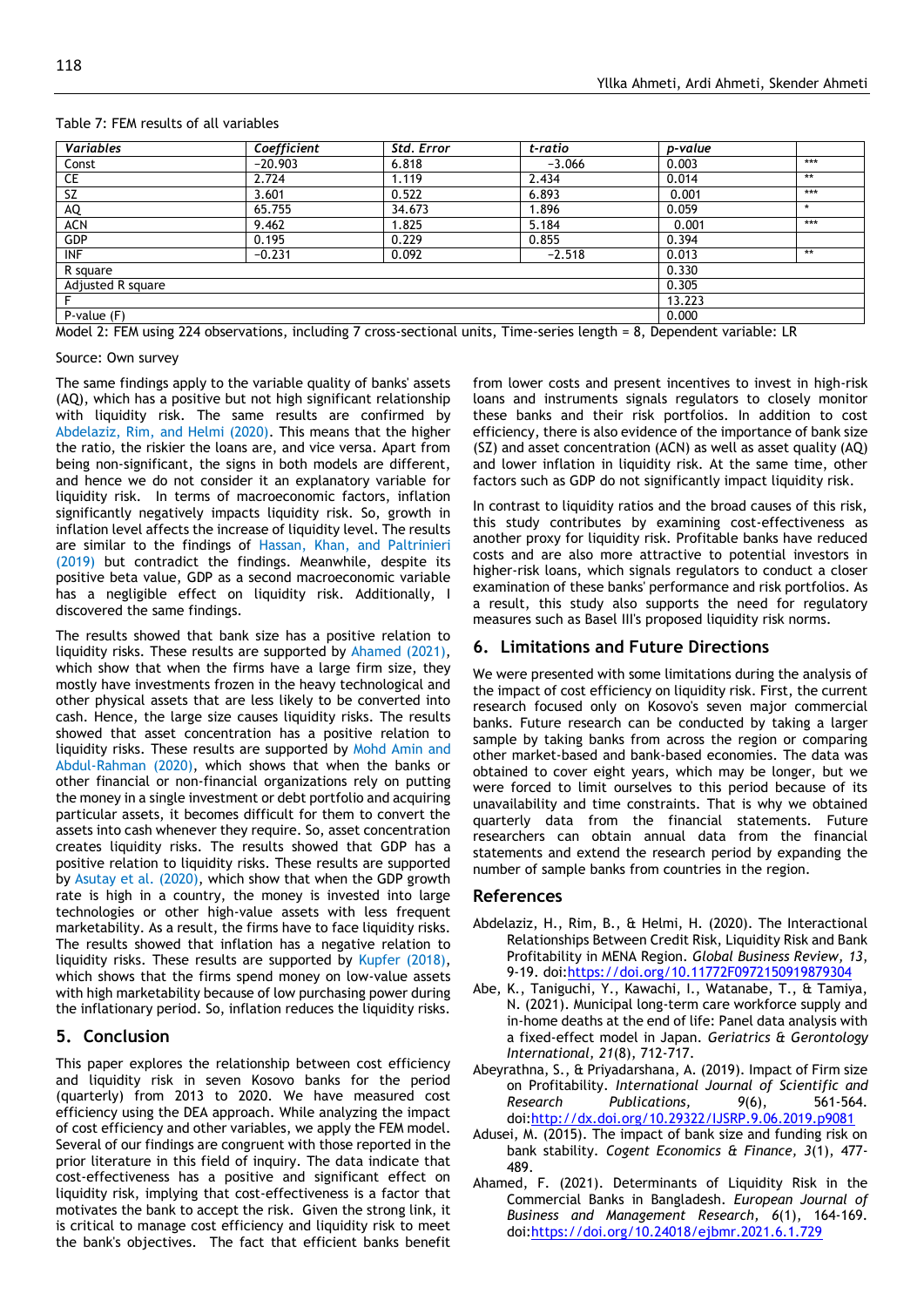Table 7: FEM results of all variables

| Variables | Coefficient | Std. Error | t-ratio | p-value | |
|---|---|---|---|---|---|
| Const | −20.903 | 6.818 | −3.066 | 0.003 | *** |
| CE | 2.724 | 1.119 | 2.434 | 0.014 | ** |
| SZ | 3.601 | 0.522 | 6.893 | 0.001 | *** |
| AQ | 65.755 | 34.673 | 1.896 | 0.059 | * |
| ACN | 9.462 | 1.825 | 5.184 | 0.001 | *** |
| GDP | 0.195 | 0.229 | 0.855 | 0.394 | |
| INF | −0.231 | 0.092 | −2.518 | 0.013 | ** |
| R square | | | | 0.330 | |
| Adjusted R square | | | | 0.305 | |
| F | | | | 13.223 | |
| P-value (F) | | | | 0.000 | |

Model 2: FEM using 224 observations, including 7 cross-sectional units, Time-series length = 8, Dependent variable: LR

Source: Own survey

The same findings apply to the variable quality of banks' assets (AQ), which has a positive but not high significant relationship with liquidity risk. The same results are confirmed by Abdelaziz, Rim, and Helmi (2020). This means that the higher the ratio, the riskier the loans are, and vice versa. Apart from being non-significant, the signs in both models are different, and hence we do not consider it an explanatory variable for liquidity risk. In terms of macroeconomic factors, inflation significantly negatively impacts liquidity risk. So, growth in inflation level affects the increase of liquidity level. The results are similar to the findings of Hassan, Khan, and Paltrinieri (2019) but contradict the findings. Meanwhile, despite its positive beta value, GDP as a second macroeconomic variable has a negligible effect on liquidity risk. Additionally, I discovered the same findings.

The results showed that bank size has a positive relation to liquidity risks. These results are supported by Ahamed (2021), which show that when the firms have a large firm size, they mostly have investments frozen in the heavy technological and other physical assets that are less likely to be converted into cash. Hence, the large size causes liquidity risks. The results showed that asset concentration has a positive relation to liquidity risks. These results are supported by Mohd Amin and Abdul-Rahman (2020), which shows that when the banks or other financial or non-financial organizations rely on putting the money in a single investment or debt portfolio and acquiring particular assets, it becomes difficult for them to convert the assets into cash whenever they require. So, asset concentration creates liquidity risks. The results showed that GDP has a positive relation to liquidity risks. These results are supported by Asutay et al. (2020), which show that when the GDP growth rate is high in a country, the money is invested into large technologies or other high-value assets with less frequent marketability. As a result, the firms have to face liquidity risks. The results showed that inflation has a negative relation to liquidity risks. These results are supported by Kupfer (2018), which shows that the firms spend money on low-value assets with high marketability because of low purchasing power during the inflationary period. So, inflation reduces the liquidity risks.

## 5. Conclusion

This paper explores the relationship between cost efficiency and liquidity risk in seven Kosovo banks for the period (quarterly) from 2013 to 2020. We have measured cost efficiency using the DEA approach. While analyzing the impact of cost efficiency and other variables, we apply the FEM model. Several of our findings are congruent with those reported in the prior literature in this field of inquiry. The data indicate that cost-effectiveness has a positive and significant effect on liquidity risk, implying that cost-effectiveness is a factor that motivates the bank to accept the risk. Given the strong link, it is critical to manage cost efficiency and liquidity risk to meet the bank's objectives. The fact that efficient banks benefit from lower costs and present incentives to invest in high-risk loans and instruments signals regulators to closely monitor these banks and their risk portfolios. In addition to cost efficiency, there is also evidence of the importance of bank size (SZ) and asset concentration (ACN) as well as asset quality (AQ) and lower inflation in liquidity risk. At the same time, other factors such as GDP do not significantly impact liquidity risk.

In contrast to liquidity ratios and the broad causes of this risk, this study contributes by examining cost-effectiveness as another proxy for liquidity risk. Profitable banks have reduced costs and are also more attractive to potential investors in higher-risk loans, which signals regulators to conduct a closer examination of these banks' performance and risk portfolios. As a result, this study also supports the need for regulatory measures such as Basel III's proposed liquidity risk norms.

## 6. Limitations and Future Directions

We were presented with some limitations during the analysis of the impact of cost efficiency on liquidity risk. First, the current research focused only on Kosovo's seven major commercial banks. Future research can be conducted by taking a larger sample by taking banks from across the region or comparing other market-based and bank-based economies. The data was obtained to cover eight years, which may be longer, but we were forced to limit ourselves to this period because of its unavailability and time constraints. That is why we obtained quarterly data from the financial statements. Future researchers can obtain annual data from the financial statements and extend the research period by expanding the number of sample banks from countries in the region.

## References

Abdelaziz, H., Rim, B., & Helmi, H. (2020). The Interactional Relationships Between Credit Risk, Liquidity Risk and Bank Profitability in MENA Region. *Global Business Review, 13*, 9-19. doi:https://doi.org/10.11772F0972150919879304

Abe, K., Taniguchi, Y., Kawachi, I., Watanabe, T., & Tamiya, N. (2021). Municipal long-term care workforce supply and in-home deaths at the end of life: Panel data analysis with a fixed-effect model in Japan. *Geriatrics & Gerontology International, 21*(8), 712-717.

Abeyrathna, S., & Priyadarshana, A. (2019). Impact of Firm size on Profitability. *International Journal of Scientific and Research Publications, 9*(6), 561-564. doi:http://dx.doi.org/10.29322/IJSRP.9.06.2019.p9081

Adusei, M. (2015). The impact of bank size and funding risk on bank stability. *Cogent Economics & Finance, 3*(1), 477-489.

Ahamed, F. (2021). Determinants of Liquidity Risk in the Commercial Banks in Bangladesh. *European Journal of Business and Management Research, 6*(1), 164-169. doi:https://doi.org/10.24018/ejbmr.2021.6.1.729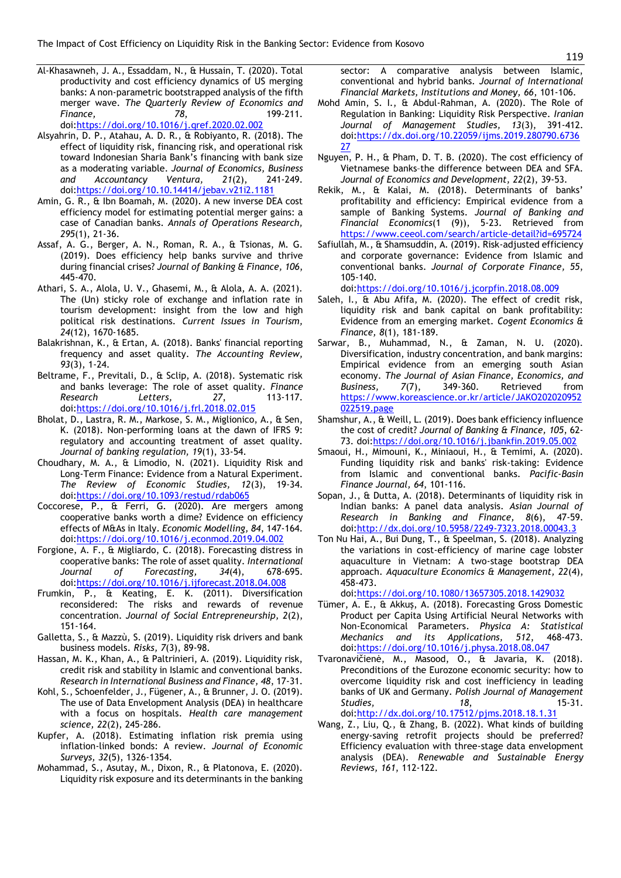Al-Khasawneh, J. A., Essaddam, N., & Hussain, T. (2020). Total productivity and cost efficiency dynamics of US merging banks: A non-parametric bootstrapped analysis of the fifth merger wave. *The Quarterly Review of Economics and Finance, 78*, 199-211. doi:https://doi.org/10.1016/j.qref.2020.02.002

Alsyahrin, D. P., Atahau, A. D. R., & Robiyanto, R. (2018). The effect of liquidity risk, financing risk, and operational risk toward Indonesian Sharia Bank's financing with bank size as a moderating variable. *Journal of Economics, Business and Accountancy Ventura, 21*(2), 241-249. doi:https://doi.org/10.10.14414/jebav.v21i2.1181

Amin, G. R., & Ibn Boamah, M. (2020). A new inverse DEA cost efficiency model for estimating potential merger gains: a case of Canadian banks. *Annals of Operations Research, 295*(1), 21-36.

Assaf, A. G., Berger, A. N., Roman, R. A., & Tsionas, M. G. (2019). Does efficiency help banks survive and thrive during financial crises? *Journal of Banking & Finance, 106*, 445-470.

Athari, S. A., Alola, U. V., Ghasemi, M., & Alola, A. A. (2021). The (Un) sticky role of exchange and inflation rate in tourism development: insight from the low and high political risk destinations. *Current Issues in Tourism, 24*(12), 1670-1685.

Balakrishnan, K., & Ertan, A. (2018). Banks' financial reporting frequency and asset quality. *The Accounting Review, 93*(3), 1-24.

Beltrame, F., Previtali, D., & Sclip, A. (2018). Systematic risk and banks leverage: The role of asset quality. *Finance Research Letters, 27*, 113-117. doi:https://doi.org/10.1016/j.frl.2018.02.015

Bholat, D., Lastra, R. M., Markose, S. M., Miglionico, A., & Sen, K. (2018). Non-performing loans at the dawn of IFRS 9: regulatory and accounting treatment of asset quality. *Journal of banking regulation, 19*(1), 33-54.

Choudhary, M. A., & Limodio, N. (2021). Liquidity Risk and Long-Term Finance: Evidence from a Natural Experiment. *The Review of Economic Studies, 12*(3), 19-34. doi:https://doi.org/10.1093/restud/rdab065

Coccorese, P., & Ferri, G. (2020). Are mergers among cooperative banks worth a dime? Evidence on efficiency effects of M&As in Italy. *Economic Modelling, 84*, 147-164. doi:https://doi.org/10.1016/j.econmod.2019.04.002

Forgione, A. F., & Migliardo, C. (2018). Forecasting distress in cooperative banks: The role of asset quality. *International Journal of Forecasting, 34*(4), 678-695. doi:https://doi.org/10.1016/j.ijforecast.2018.04.008

Frumkin, P., & Keating, E. K. (2011). Diversification reconsidered: The risks and rewards of revenue concentration. *Journal of Social Entrepreneurship, 2*(2), 151-164.

Galletta, S., & Mazzù, S. (2019). Liquidity risk drivers and bank business models. *Risks, 7*(3), 89-98.

Hassan, M. K., Khan, A., & Paltrinieri, A. (2019). Liquidity risk, credit risk and stability in Islamic and conventional banks. *Research in International Business and Finance, 48*, 17-31.

Kohl, S., Schoenfelder, J., Fügener, A., & Brunner, J. O. (2019). The use of Data Envelopment Analysis (DEA) in healthcare with a focus on hospitals. *Health care management science, 22*(2), 245-286.

Kupfer, A. (2018). Estimating inflation risk premia using inflation-linked bonds: A review. *Journal of Economic Surveys, 32*(5), 1326-1354.

Mohammad, S., Asutay, M., Dixon, R., & Platonova, E. (2020). Liquidity risk exposure and its determinants in the banking sector: A comparative analysis between Islamic, conventional and hybrid banks. *Journal of International Financial Markets, Institutions and Money, 66*, 101-106.

Mohd Amin, S. I., & Abdul-Rahman, A. (2020). The Role of Regulation in Banking: Liquidity Risk Perspective. *Iranian Journal of Management Studies, 13*(3), 391-412. doi:https://dx.doi.org/10.22059/ijms.2019.280790.673627

Nguyen, P. H., & Pham, D. T. B. (2020). The cost efficiency of Vietnamese banks–the difference between DEA and SFA. *Journal of Economics and Development, 22*(2), 39-53.

Rekik, M., & Kalai, M. (2018). Determinants of banks' profitability and efficiency: Empirical evidence from a sample of Banking Systems. *Journal of Banking and Financial Economics*(1 (9)), 5-23. Retrieved from https://www.ceeol.com/search/article-detail?id=695724

Safiullah, M., & Shamsuddin, A. (2019). Risk-adjusted efficiency and corporate governance: Evidence from Islamic and conventional banks. *Journal of Corporate Finance, 55*, 105-140. doi:https://doi.org/10.1016/j.jcorpfin.2018.08.009

Saleh, I., & Abu Afifa, M. (2020). The effect of credit risk, liquidity risk and bank capital on bank profitability: Evidence from an emerging market. *Cogent Economics & Finance, 8*(1), 181-189.

Sarwar, B., Muhammad, N., & Zaman, N. U. (2020). Diversification, industry concentration, and bank margins: Empirical evidence from an emerging south Asian economy. *The Journal of Asian Finance, Economics, and Business, 7*(7), 349-360. Retrieved from https://www.koreascience.or.kr/article/JAKO202020952022519.page

Shamshur, A., & Weill, L. (2019). Does bank efficiency influence the cost of credit? *Journal of Banking & Finance, 105*, 62-73. doi:https://doi.org/10.1016/j.jbankfin.2019.05.002

Smaoui, H., Mimouni, K., Miniaoui, H., & Temimi, A. (2020). Funding liquidity risk and banks' risk-taking: Evidence from Islamic and conventional banks. *Pacific-Basin Finance Journal, 64*, 101-116.

Sopan, J., & Dutta, A. (2018). Determinants of liquidity risk in Indian banks: A panel data analysis. *Asian Journal of Research in Banking and Finance, 8*(6), 47-59. doi:http://dx.doi.org/10.5958/2249-7323.2018.00043.3

Ton Nu Hai, A., Bui Dung, T., & Speelman, S. (2018). Analyzing the variations in cost-efficiency of marine cage lobster aquaculture in Vietnam: A two-stage bootstrap DEA approach. *Aquaculture Economics & Management, 22*(4), 458-473. doi:https://doi.org/10.1080/13657305.2018.1429032

Tümer, A. E., & Akkuş, A. (2018). Forecasting Gross Domestic Product per Capita Using Artificial Neural Networks with Non-Economical Parameters. *Physica A: Statistical Mechanics and its Applications, 512*, 468-473. doi:https://doi.org/10.1016/j.physa.2018.08.047

Tvaronavičienė, M., Masood, O., & Javaria, K. (2018). Preconditions of the Eurozone economic security: how to overcome liquidity risk and cost inefficiency in leading banks of UK and Germany. *Polish Journal of Management Studies, 18*, 15-31. doi:http://dx.doi.org/10.17512/pjms.2018.18.1.31

Wang, Z., Liu, Q., & Zhang, B. (2022). What kinds of building energy-saving retrofit projects should be preferred? Efficiency evaluation with three-stage data envelopment analysis (DEA). *Renewable and Sustainable Energy Reviews, 161*, 112-122.